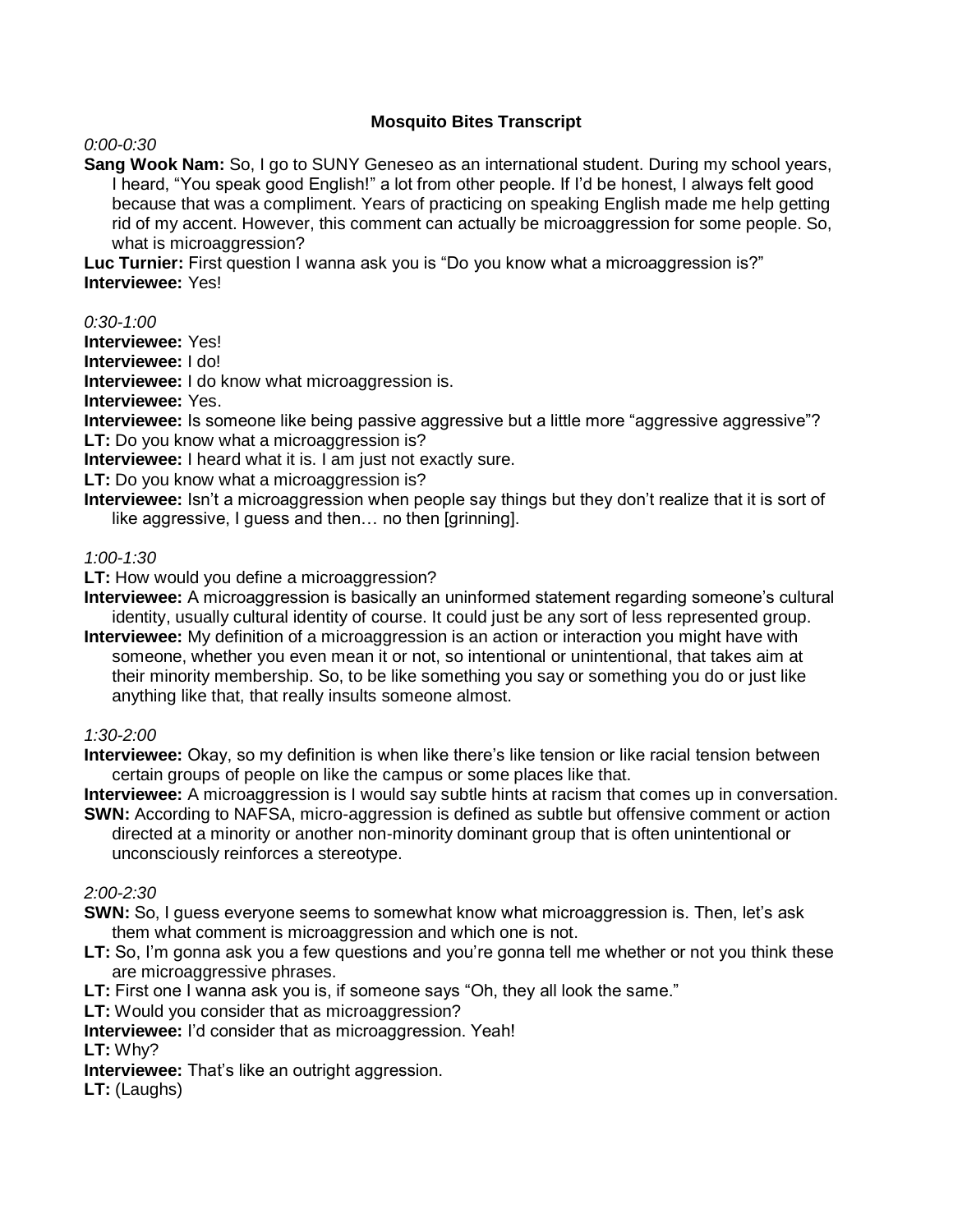# Mosquito Bites Transcript

*0:00-0:30*

**Sang Wook Nam:** So, I go to SUNY Geneseo as an international student. During my school years, I heard, "You speak good English!" a lot from other people. If I'd be honest, I always felt good because that was a compliment. Years of practicing on speaking English made me help getting rid of my accent. However, this comment can actually be microaggression for some people. So, what is microaggression?

**Luc Turnier:** First question I wanna ask you is "Do you know what a microaggression is?"

**Interviewee:** Yes!

*0:30-1:00*

**Interviewee:** Yes!

**Interviewee:** I do!

**Interviewee:** I do know what microaggression is.

**Interviewee:** Yes.

**Interviewee:** Is someone like being passive aggressive but a little more "aggressive aggressive"?

**LT:** Do you know what a microaggression is?

**Interviewee:** I heard what it is. I am just not exactly sure.

**LT:** Do you know what a microaggression is?

**Interviewee:** Isn't a microaggression when people say things but they don't realize that it is sort of like aggressive, I guess and then… no then [grinning].

*1:00-1:30*

**LT:** How would you define a microaggression?

**Interviewee:** A microaggression is basically an uninformed statement regarding someone's cultural identity, usually cultural identity of course. It could just be any sort of less represented group.

**Interviewee:** My definition of a microaggression is an action or interaction you might have with someone, whether you even mean it or not, so intentional or unintentional, that takes aim at their minority membership. So, to be like something you say or something you do or just like anything like that, that really insults someone almost.

*1:30-2:00*

**Interviewee:** Okay, so my definition is when like there's like tension or like racial tension between certain groups of people on like the campus or some places like that.

**Interviewee:** A microaggression is I would say subtle hints at racism that comes up in conversation.

**SWN:** According to NAFSA, micro-aggression is defined as subtle but offensive comment or action directed at a minority or another non-minority dominant group that is often unintentional or unconsciously reinforces a stereotype.

*2:00-2:30*

**SWN:** So, I guess everyone seems to somewhat know what microaggression is. Then, let's ask them what comment is microaggression and which one is not.

**LT:** So, I'm gonna ask you a few questions and you're gonna tell me whether or not you think these are microaggressive phrases.

**LT:** First one I wanna ask you is, if someone says "Oh, they all look the same."

**LT:** Would you consider that as microaggression?

**Interviewee:** I'd consider that as microaggression. Yeah!

**LT:** Why?

**Interviewee:** That's like an outright aggression.

**LT:** (Laughs)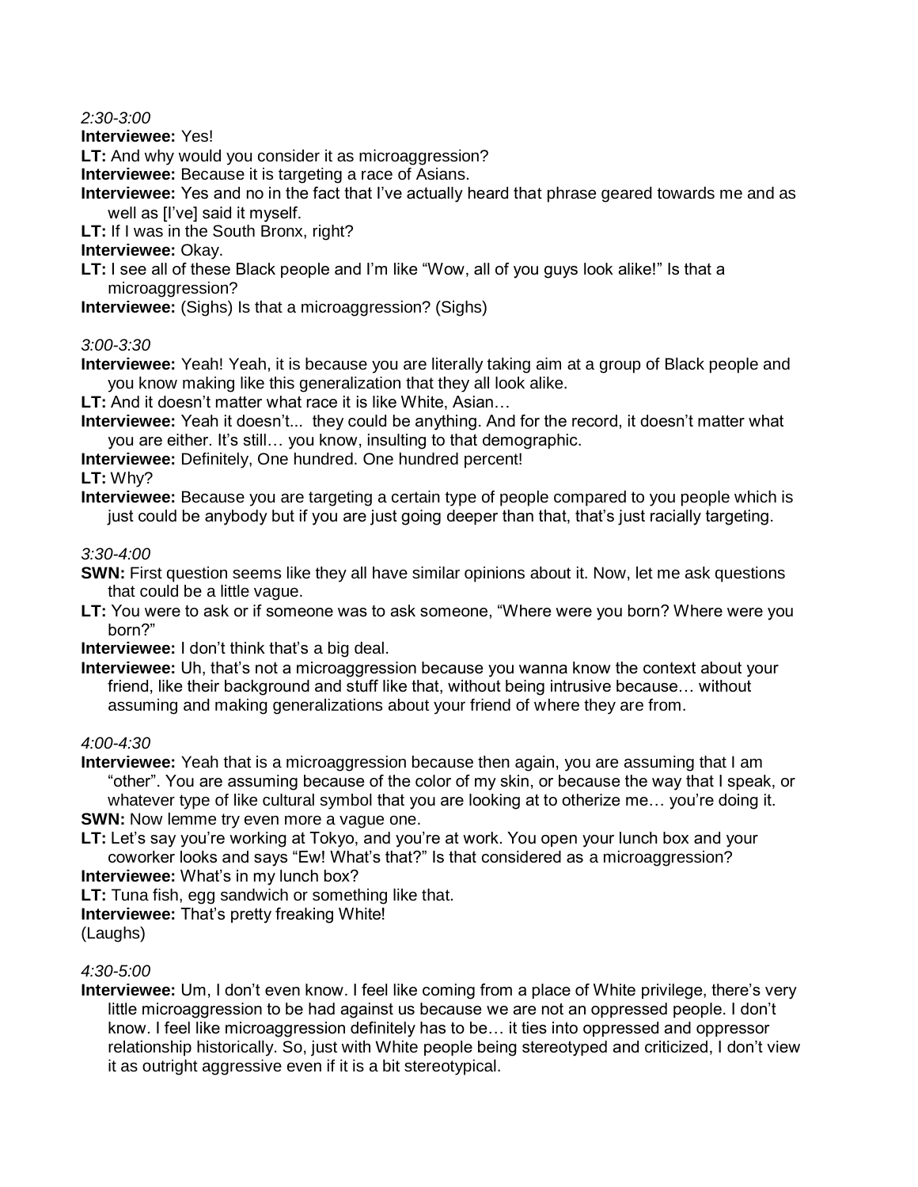*2:30-3:00*

**Interviewee:** Yes!

**LT:** And why would you consider it as microaggression?

**Interviewee:** Because it is targeting a race of Asians.

**Interviewee:** Yes and no in the fact that I've actually heard that phrase geared towards me and as well as [I've] said it myself.

**LT:** If I was in the South Bronx, right?

**Interviewee:** Okay.

**LT:** I see all of these Black people and I'm like "Wow, all of you guys look alike!" Is that a microaggression?

**Interviewee:** (Sighs) Is that a microaggression? (Sighs)

*3:00-3:30*

**Interviewee:** Yeah! Yeah, it is because you are literally taking aim at a group of Black people and you know making like this generalization that they all look alike.

**LT:** And it doesn't matter what race it is like White, Asian…

**Interviewee:** Yeah it doesn't... they could be anything. And for the record, it doesn't matter what you are either. It's still… you know, insulting to that demographic.

**Interviewee:** Definitely, One hundred. One hundred percent!

**LT:** Why?

**Interviewee:** Because you are targeting a certain type of people compared to you people which is just could be anybody but if you are just going deeper than that, that's just racially targeting.

*3:30-4:00*

**SWN:** First question seems like they all have similar opinions about it. Now, let me ask questions that could be a little vague.

**LT:** You were to ask or if someone was to ask someone, "Where were you born? Where were you born?"

**Interviewee:** I don't think that's a big deal.

**Interviewee:** Uh, that's not a microaggression because you wanna know the context about your friend, like their background and stuff like that, without being intrusive because… without assuming and making generalizations about your friend of where they are from.

*4:00-4:30*

**Interviewee:** Yeah that is a microaggression because then again, you are assuming that I am "other". You are assuming because of the color of my skin, or because the way that I speak, or whatever type of like cultural symbol that you are looking at to otherize me… you're doing it.

**SWN:** Now lemme try even more a vague one.

**LT:** Let's say you're working at Tokyo, and you're at work. You open your lunch box and your coworker looks and says "Ew! What's that?" Is that considered as a microaggression?

**Interviewee:** What's in my lunch box?

**LT:** Tuna fish, egg sandwich or something like that.

**Interviewee:** That's pretty freaking White!

(Laughs)

*4:30-5:00*

**Interviewee:** Um, I don't even know. I feel like coming from a place of White privilege, there's very little microaggression to be had against us because we are not an oppressed people. I don't know. I feel like microaggression definitely has to be… it ties into oppressed and oppressor relationship historically. So, just with White people being stereotyped and criticized, I don't view it as outright aggressive even if it is a bit stereotypical.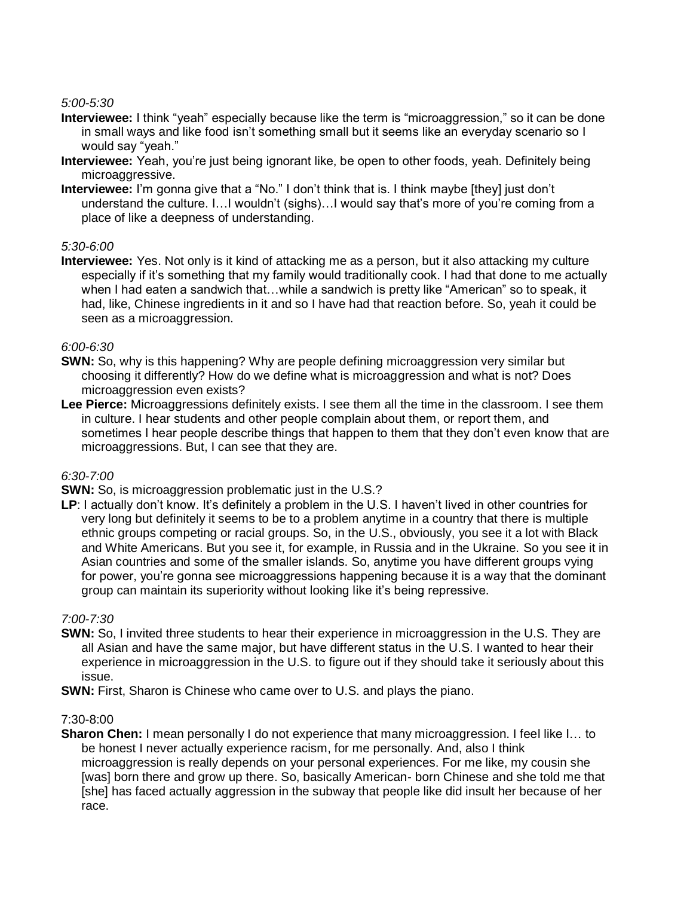*5:00-5:30*

**Interviewee:** I think "yeah" especially because like the term is "microaggression," so it can be done in small ways and like food isn't something small but it seems like an everyday scenario so I would say "yeah."

**Interviewee:** Yeah, you're just being ignorant like, be open to other foods, yeah. Definitely being microaggressive.

**Interviewee:** I'm gonna give that a "No." I don't think that is. I think maybe [they] just don't understand the culture. I…I wouldn't (sighs)…I would say that's more of you're coming from a place of like a deepness of understanding.

*5:30-6:00*

**Interviewee:** Yes. Not only is it kind of attacking me as a person, but it also attacking my culture especially if it's something that my family would traditionally cook. I had that done to me actually when I had eaten a sandwich that…while a sandwich is pretty like "American" so to speak, it had, like, Chinese ingredients in it and so I have had that reaction before. So, yeah it could be seen as a microaggression.

*6:00-6:30*

**SWN:** So, why is this happening? Why are people defining microaggression very similar but choosing it differently? How do we define what is microaggression and what is not? Does microaggression even exists?

**Lee Pierce:** Microaggressions definitely exists. I see them all the time in the classroom. I see them in culture. I hear students and other people complain about them, or report them, and sometimes I hear people describe things that happen to them that they don't even know that are microaggressions. But, I can see that they are.

*6:30-7:00*

**SWN:** So, is microaggression problematic just in the U.S.?

**LP**: I actually don't know. It's definitely a problem in the U.S. I haven't lived in other countries for very long but definitely it seems to be to a problem anytime in a country that there is multiple ethnic groups competing or racial groups. So, in the U.S., obviously, you see it a lot with Black and White Americans. But you see it, for example, in Russia and in the Ukraine. So you see it in Asian countries and some of the smaller islands. So, anytime you have different groups vying for power, you're gonna see microaggressions happening because it is a way that the dominant group can maintain its superiority without looking like it's being repressive.

*7:00-7:30*

**SWN:** So, I invited three students to hear their experience in microaggression in the U.S. They are all Asian and have the same major, but have different status in the U.S. I wanted to hear their experience in microaggression in the U.S. to figure out if they should take it seriously about this issue.

**SWN:** First, Sharon is Chinese who came over to U.S. and plays the piano.

7:30-8:00

**Sharon Chen:** I mean personally I do not experience that many microaggression. I feel like I… to be honest I never actually experience racism, for me personally. And, also I think microaggression is really depends on your personal experiences. For me like, my cousin she [was] born there and grow up there. So, basically American- born Chinese and she told me that [she] has faced actually aggression in the subway that people like did insult her because of her race.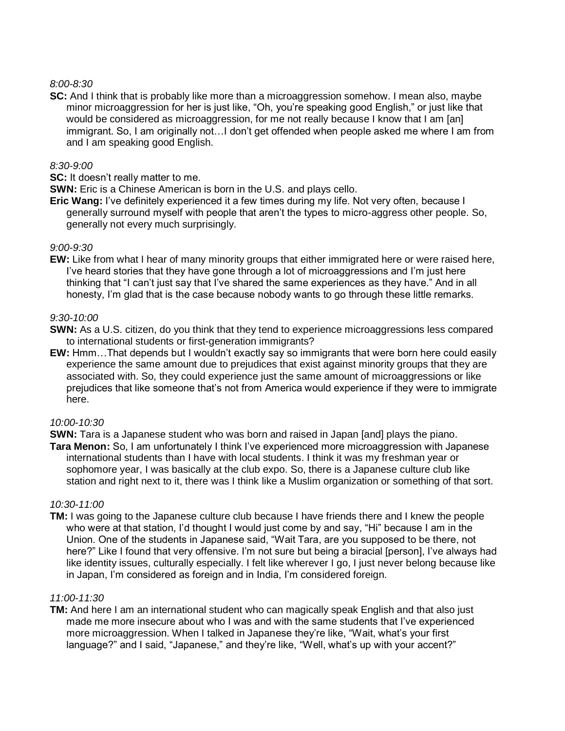*8:00-8:30*

**SC:** And I think that is probably like more than a microaggression somehow. I mean also, maybe minor microaggression for her is just like, "Oh, you're speaking good English," or just like that would be considered as microaggression, for me not really because I know that I am [an] immigrant. So, I am originally not…I don't get offended when people asked me where I am from and I am speaking good English.

*8:30-9:00*

**SC:** It doesn't really matter to me.

**SWN:** Eric is a Chinese American is born in the U.S. and plays cello.

**Eric Wang:** I've definitely experienced it a few times during my life. Not very often, because I generally surround myself with people that aren't the types to micro-aggress other people. So, generally not every much surprisingly.

*9:00-9:30*

**EW:** Like from what I hear of many minority groups that either immigrated here or were raised here, I've heard stories that they have gone through a lot of microaggressions and I'm just here thinking that "I can't just say that I've shared the same experiences as they have." And in all honesty, I'm glad that is the case because nobody wants to go through these little remarks.

*9:30-10:00*

**SWN:** As a U.S. citizen, do you think that they tend to experience microaggressions less compared to international students or first-generation immigrants?

**EW:** Hmm…That depends but I wouldn't exactly say so immigrants that were born here could easily experience the same amount due to prejudices that exist against minority groups that they are associated with. So, they could experience just the same amount of microaggressions or like prejudices that like someone that's not from America would experience if they were to immigrate here.

*10:00-10:30*

**SWN:** Tara is a Japanese student who was born and raised in Japan [and] plays the piano.

**Tara Menon:** So, I am unfortunately I think I've experienced more microaggression with Japanese international students than I have with local students. I think it was my freshman year or sophomore year, I was basically at the club expo. So, there is a Japanese culture club like station and right next to it, there was I think like a Muslim organization or something of that sort.

*10:30-11:00*

**TM:** I was going to the Japanese culture club because I have friends there and I knew the people who were at that station, I'd thought I would just come by and say, "Hi" because I am in the Union. One of the students in Japanese said, "Wait Tara, are you supposed to be there, not here?" Like I found that very offensive. I'm not sure but being a biracial [person], I've always had like identity issues, culturally especially. I felt like wherever I go, I just never belong because like in Japan, I'm considered as foreign and in India, I'm considered foreign.

*11:00-11:30*

**TM:** And here I am an international student who can magically speak English and that also just made me more insecure about who I was and with the same students that I've experienced more microaggression. When I talked in Japanese they're like, "Wait, what's your first language?" and I said, "Japanese," and they're like, "Well, what's up with your accent?"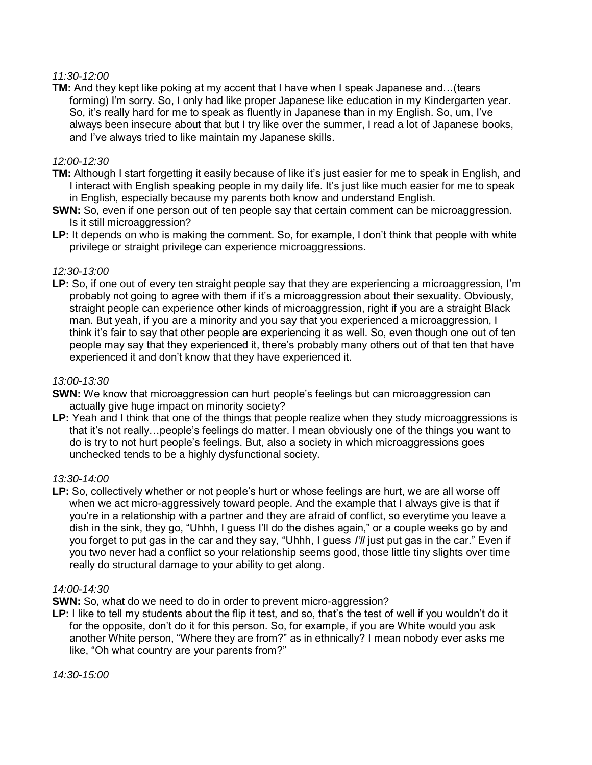*11:30-12:00*

**TM:** And they kept like poking at my accent that I have when I speak Japanese and…(tears forming) I'm sorry. So, I only had like proper Japanese like education in my Kindergarten year. So, it's really hard for me to speak as fluently in Japanese than in my English. So, um, I've always been insecure about that but I try like over the summer, I read a lot of Japanese books, and I've always tried to like maintain my Japanese skills.

*12:00-12:30*

**TM:** Although I start forgetting it easily because of like it's just easier for me to speak in English, and I interact with English speaking people in my daily life. It's just like much easier for me to speak in English, especially because my parents both know and understand English.

**SWN:** So, even if one person out of ten people say that certain comment can be microaggression. Is it still microaggression?

**LP:** It depends on who is making the comment. So, for example, I don't think that people with white privilege or straight privilege can experience microaggressions.

*12:30-13:00*

**LP:** So, if one out of every ten straight people say that they are experiencing a microaggression, I'm probably not going to agree with them if it's a microaggression about their sexuality. Obviously, straight people can experience other kinds of microaggression, right if you are a straight Black man. But yeah, if you are a minority and you say that you experienced a microaggression, I think it's fair to say that other people are experiencing it as well. So, even though one out of ten people may say that they experienced it, there's probably many others out of that ten that have experienced it and don't know that they have experienced it.

*13:00-13:30*

**SWN:** We know that microaggression can hurt people's feelings but can microaggression can actually give huge impact on minority society?

**LP:** Yeah and I think that one of the things that people realize when they study microaggressions is that it's not really…people's feelings do matter. I mean obviously one of the things you want to do is try to not hurt people's feelings. But, also a society in which microaggressions goes unchecked tends to be a highly dysfunctional society.

*13:30-14:00*

**LP:** So, collectively whether or not people's hurt or whose feelings are hurt, we are all worse off when we act micro-aggressively toward people. And the example that I always give is that if you're in a relationship with a partner and they are afraid of conflict, so everytime you leave a dish in the sink, they go, "Uhhh, I guess I'll do the dishes again," or a couple weeks go by and you forget to put gas in the car and they say, "Uhhh, I guess *I'll* just put gas in the car." Even if you two never had a conflict so your relationship seems good, those little tiny slights over time really do structural damage to your ability to get along.

*14:00-14:30*

**SWN:** So, what do we need to do in order to prevent micro-aggression?

**LP:** I like to tell my students about the flip it test, and so, that's the test of well if you wouldn't do it for the opposite, don't do it for this person. So, for example, if you are White would you ask another White person, "Where they are from?" as in ethnically? I mean nobody ever asks me like, "Oh what country are your parents from?"

*14:30-15:00*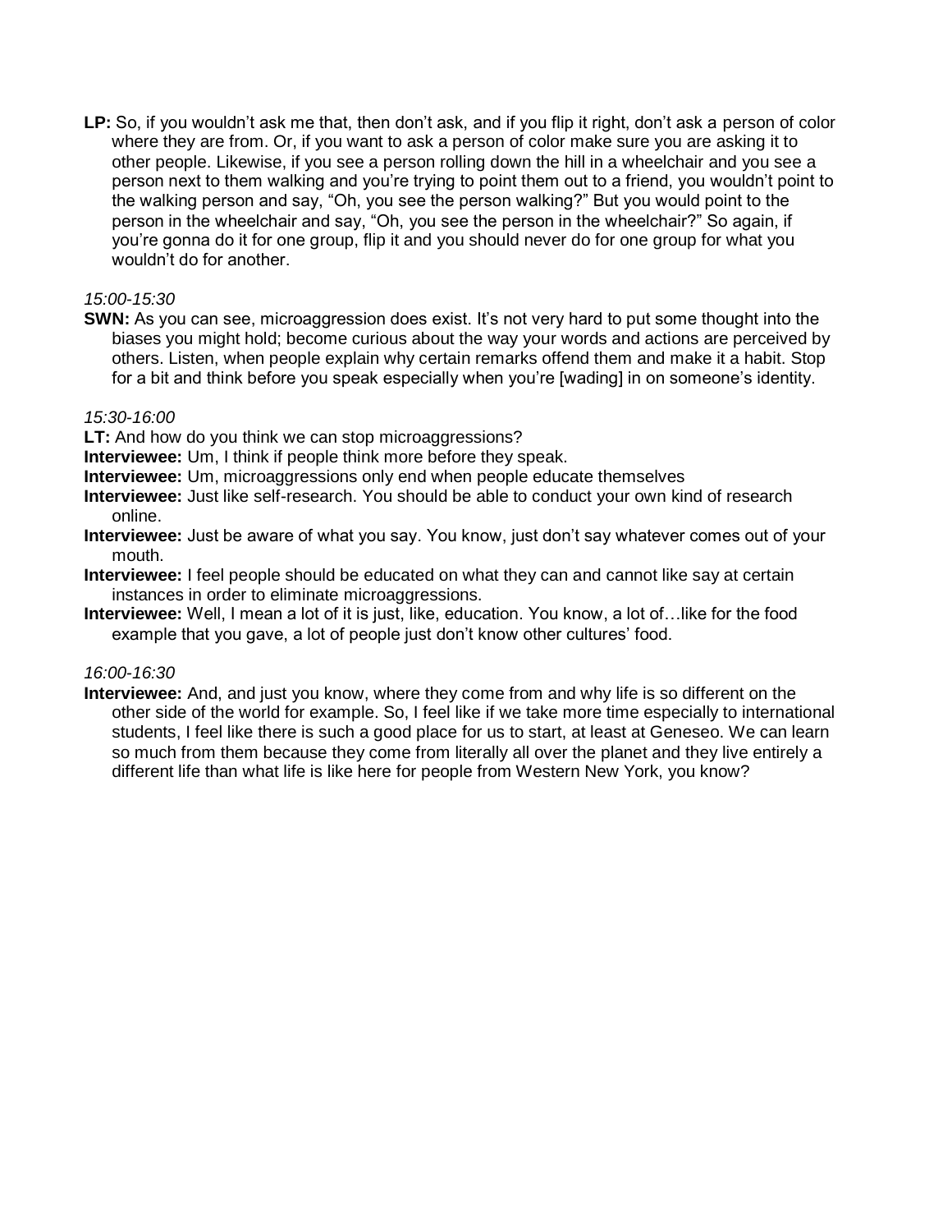**LP:** So, if you wouldn't ask me that, then don't ask, and if you flip it right, don't ask a person of color where they are from. Or, if you want to ask a person of color make sure you are asking it to other people. Likewise, if you see a person rolling down the hill in a wheelchair and you see a person next to them walking and you're trying to point them out to a friend, you wouldn't point to the walking person and say, "Oh, you see the person walking?" But you would point to the person in the wheelchair and say, "Oh, you see the person in the wheelchair?" So again, if you're gonna do it for one group, flip it and you should never do for one group for what you wouldn't do for another.

*15:00-15:30*

**SWN:** As you can see, microaggression does exist. It's not very hard to put some thought into the biases you might hold; become curious about the way your words and actions are perceived by others. Listen, when people explain why certain remarks offend them and make it a habit. Stop for a bit and think before you speak especially when you're [wading] in on someone's identity.

*15:30-16:00*

**LT:** And how do you think we can stop microaggressions?

**Interviewee:** Um, I think if people think more before they speak.

**Interviewee:** Um, microaggressions only end when people educate themselves

**Interviewee:** Just like self-research. You should be able to conduct your own kind of research online.

**Interviewee:** Just be aware of what you say. You know, just don't say whatever comes out of your mouth.

**Interviewee:** I feel people should be educated on what they can and cannot like say at certain instances in order to eliminate microaggressions.

**Interviewee:** Well, I mean a lot of it is just, like, education. You know, a lot of…like for the food example that you gave, a lot of people just don't know other cultures' food.

*16:00-16:30*

**Interviewee:** And, and just you know, where they come from and why life is so different on the other side of the world for example. So, I feel like if we take more time especially to international students, I feel like there is such a good place for us to start, at least at Geneseo. We can learn so much from them because they come from literally all over the planet and they live entirely a different life than what life is like here for people from Western New York, you know?